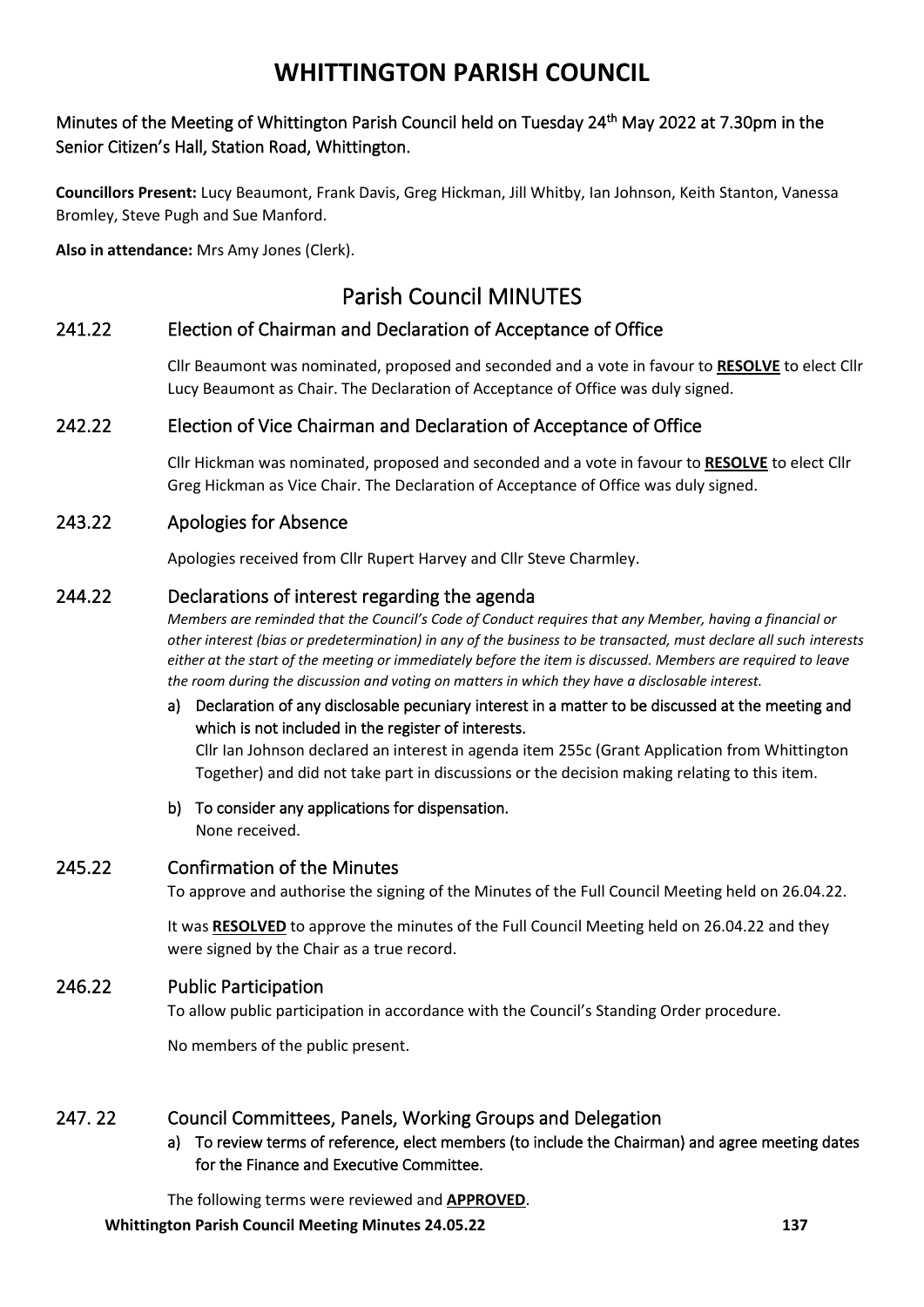# WHITTINGTON PARISH COUNCIL

Minutes of the Meeting of Whittington Parish Council held on Tuesday 24th May 2022 at 7.30pm in the Senior Citizen's Hall, Station Road, Whittington.

**Councillors Present:** Lucy Beaumont, Frank Davis, Greg Hickman, Jill Whitby, Ian Johnson, Keith Stanton, Vanessa Bromley, Steve Pugh and Sue Manford.

**Also in attendance:** Mrs Amy Jones (Clerk).

## Parish Council MINUTES

### 241.22 Election of Chairman and Declaration of Acceptance of Office

Cllr Beaumont was nominated, proposed and seconded and a vote in favour to **RESOLVE** to elect Cllr Lucy Beaumont as Chair. The Declaration of Acceptance of Office was duly signed.

### 242.22 Election of Vice Chairman and Declaration of Acceptance of Office

Cllr Hickman was nominated, proposed and seconded and a vote in favour to **RESOLVE** to elect Cllr Greg Hickman as Vice Chair. The Declaration of Acceptance of Office was duly signed.

### 243.22 Apologies for Absence

Apologies received from Cllr Rupert Harvey and Cllr Steve Charmley.

### 244.22 Declarations of interest regarding the agenda

*Members are reminded that the Council's Code of Conduct requires that any Member, having a financial or other interest (bias or predetermination) in any of the business to be transacted, must declare all such interests either at the start of the meeting or immediately before the item is discussed. Members are required to leave the room during the discussion and voting on matters in which they have a disclosable interest.*

a) Declaration of any disclosable pecuniary interest in a matter to be discussed at the meeting and which is not included in the register of interests.
   Cllr Ian Johnson declared an interest in agenda item 255c (Grant Application from Whittington Together) and did not take part in discussions or the decision making relating to this item.

b) To consider any applications for dispensation.
   None received.

### 245.22 Confirmation of the Minutes

To approve and authorise the signing of the Minutes of the Full Council Meeting held on 26.04.22.

It was **RESOLVED** to approve the minutes of the Full Council Meeting held on 26.04.22 and they were signed by the Chair as a true record.

### 246.22 Public Participation

To allow public participation in accordance with the Council's Standing Order procedure.

No members of the public present.

### 247. 22 Council Committees, Panels, Working Groups and Delegation

a) To review terms of reference, elect members (to include the Chairman) and agree meeting dates for the Finance and Executive Committee.

The following terms were reviewed and **APPROVED**.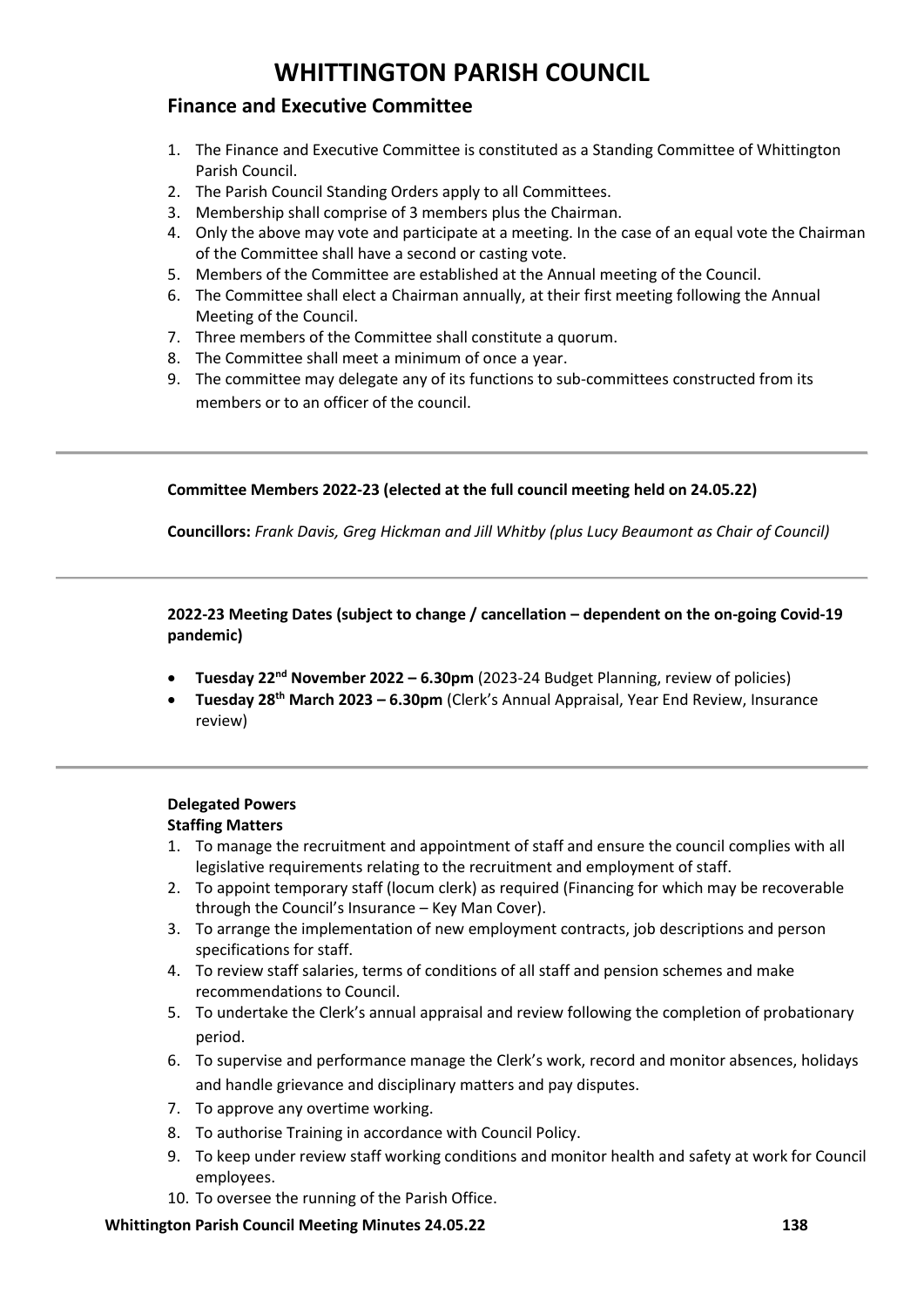# WHITTINGTON PARISH COUNCIL

## Finance and Executive Committee

1. The Finance and Executive Committee is constituted as a Standing Committee of Whittington Parish Council.
2. The Parish Council Standing Orders apply to all Committees.
3. Membership shall comprise of 3 members plus the Chairman.
4. Only the above may vote and participate at a meeting. In the case of an equal vote the Chairman of the Committee shall have a second or casting vote.
5. Members of the Committee are established at the Annual meeting of the Council.
6. The Committee shall elect a Chairman annually, at their first meeting following the Annual Meeting of the Council.
7. Three members of the Committee shall constitute a quorum.
8. The Committee shall meet a minimum of once a year.
9. The committee may delegate any of its functions to sub-committees constructed from its members or to an officer of the council.

---

**Committee Members 2022-23 (elected at the full council meeting held on 24.05.22)**

**Councillors:** *Frank Davis, Greg Hickman and Jill Whitby (plus Lucy Beaumont as Chair of Council)*

---

**2022-23 Meeting Dates (subject to change / cancellation – dependent on the on-going Covid-19 pandemic)**

- **Tuesday 22nd November 2022 – 6.30pm** (2023-24 Budget Planning, review of policies)
- **Tuesday 28th March 2023 – 6.30pm** (Clerk's Annual Appraisal, Year End Review, Insurance review)

---

**Delegated Powers**

**Staffing Matters**

1. To manage the recruitment and appointment of staff and ensure the council complies with all legislative requirements relating to the recruitment and employment of staff.
2. To appoint temporary staff (locum clerk) as required (Financing for which may be recoverable through the Council's Insurance – Key Man Cover).
3. To arrange the implementation of new employment contracts, job descriptions and person specifications for staff.
4. To review staff salaries, terms of conditions of all staff and pension schemes and make recommendations to Council.
5. To undertake the Clerk's annual appraisal and review following the completion of probationary period.
6. To supervise and performance manage the Clerk's work, record and monitor absences, holidays and handle grievance and disciplinary matters and pay disputes.
7. To approve any overtime working.
8. To authorise Training in accordance with Council Policy.
9. To keep under review staff working conditions and monitor health and safety at work for Council employees.
10. To oversee the running of the Parish Office.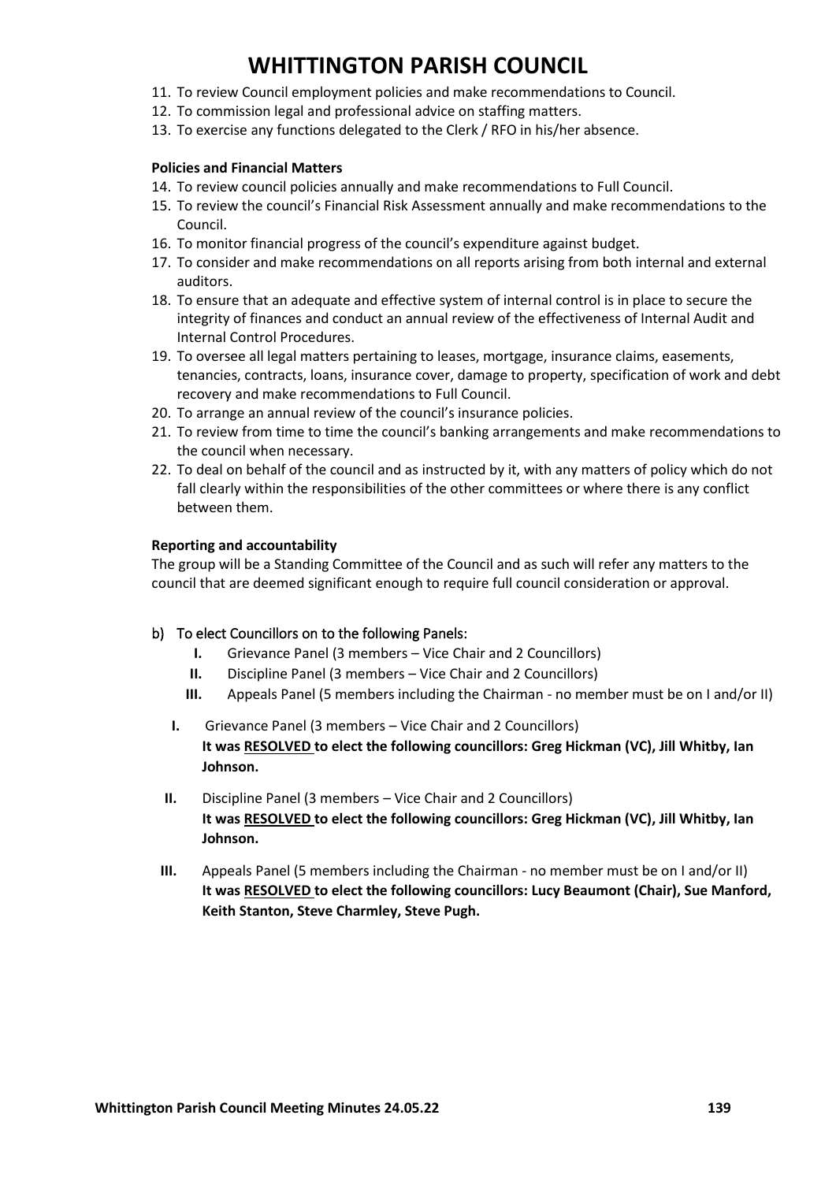11. To review Council employment policies and make recommendations to Council.
12. To commission legal and professional advice on staffing matters.
13. To exercise any functions delegated to the Clerk / RFO in his/her absence.

**Policies and Financial Matters**

14. To review council policies annually and make recommendations to Full Council.
15. To review the council's Financial Risk Assessment annually and make recommendations to the Council.
16. To monitor financial progress of the council's expenditure against budget.
17. To consider and make recommendations on all reports arising from both internal and external auditors.
18. To ensure that an adequate and effective system of internal control is in place to secure the integrity of finances and conduct an annual review of the effectiveness of Internal Audit and Internal Control Procedures.
19. To oversee all legal matters pertaining to leases, mortgage, insurance claims, easements, tenancies, contracts, loans, insurance cover, damage to property, specification of work and debt recovery and make recommendations to Full Council.
20. To arrange an annual review of the council's insurance policies.
21. To review from time to time the council's banking arrangements and make recommendations to the council when necessary.
22. To deal on behalf of the council and as instructed by it, with any matters of policy which do not fall clearly within the responsibilities of the other committees or where there is any conflict between them.

**Reporting and accountability**

The group will be a Standing Committee of the Council and as such will refer any matters to the council that are deemed significant enough to require full council consideration or approval.

b) To elect Councillors on to the following Panels:

- **I.** Grievance Panel (3 members – Vice Chair and 2 Councillors)
- **II.** Discipline Panel (3 members – Vice Chair and 2 Councillors)
- **III.** Appeals Panel (5 members including the Chairman - no member must be on I and/or II)

**I.** Grievance Panel (3 members – Vice Chair and 2 Councillors)
**It was RESOLVED to elect the following councillors: Greg Hickman (VC), Jill Whitby, Ian Johnson.**

**II.** Discipline Panel (3 members – Vice Chair and 2 Councillors)
**It was RESOLVED to elect the following councillors: Greg Hickman (VC), Jill Whitby, Ian Johnson.**

**III.** Appeals Panel (5 members including the Chairman - no member must be on I and/or II)
**It was RESOLVED to elect the following councillors: Lucy Beaumont (Chair), Sue Manford, Keith Stanton, Steve Charmley, Steve Pugh.**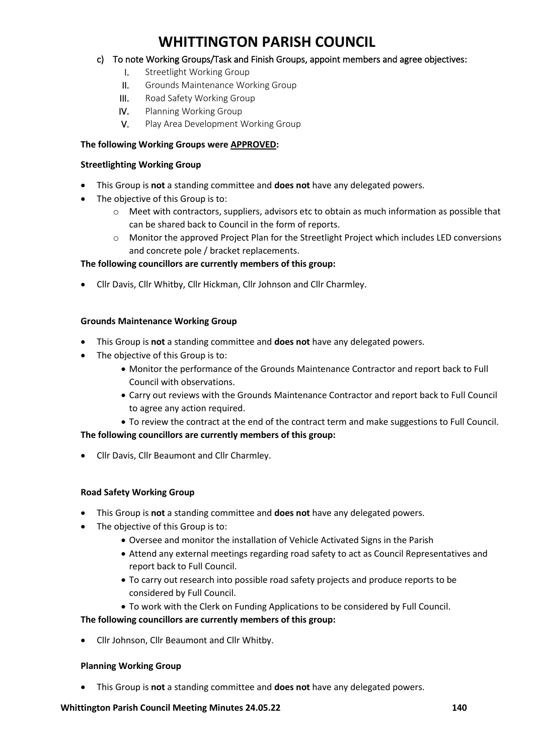# WHITTINGTON PARISH COUNCIL

c) To note Working Groups/Task and Finish Groups, appoint members and agree objectives:

I. Streetlight Working Group
II. Grounds Maintenance Working Group
III. Road Safety Working Group
IV. Planning Working Group
V. Play Area Development Working Group

**The following Working Groups were APPROVED:**

**Streetlighting Working Group**

- This Group is **not** a standing committee and **does not** have any delegated powers.
- The objective of this Group is to:
  - Meet with contractors, suppliers, advisors etc to obtain as much information as possible that can be shared back to Council in the form of reports.
  - Monitor the approved Project Plan for the Streetlight Project which includes LED conversions and concrete pole / bracket replacements.

**The following councillors are currently members of this group:**

- Cllr Davis, Cllr Whitby, Cllr Hickman, Cllr Johnson and Cllr Charmley.

**Grounds Maintenance Working Group**

- This Group is **not** a standing committee and **does not** have any delegated powers.
- The objective of this Group is to:
  - Monitor the performance of the Grounds Maintenance Contractor and report back to Full Council with observations.
  - Carry out reviews with the Grounds Maintenance Contractor and report back to Full Council to agree any action required.
  - To review the contract at the end of the contract term and make suggestions to Full Council.

**The following councillors are currently members of this group:**

- Cllr Davis, Cllr Beaumont and Cllr Charmley.

**Road Safety Working Group**

- This Group is **not** a standing committee and **does not** have any delegated powers.
- The objective of this Group is to:
  - Oversee and monitor the installation of Vehicle Activated Signs in the Parish
  - Attend any external meetings regarding road safety to act as Council Representatives and report back to Full Council.
  - To carry out research into possible road safety projects and produce reports to be considered by Full Council.
  - To work with the Clerk on Funding Applications to be considered by Full Council.

**The following councillors are currently members of this group:**

- Cllr Johnson, Cllr Beaumont and Cllr Whitby.

**Planning Working Group**

- This Group is **not** a standing committee and **does not** have any delegated powers.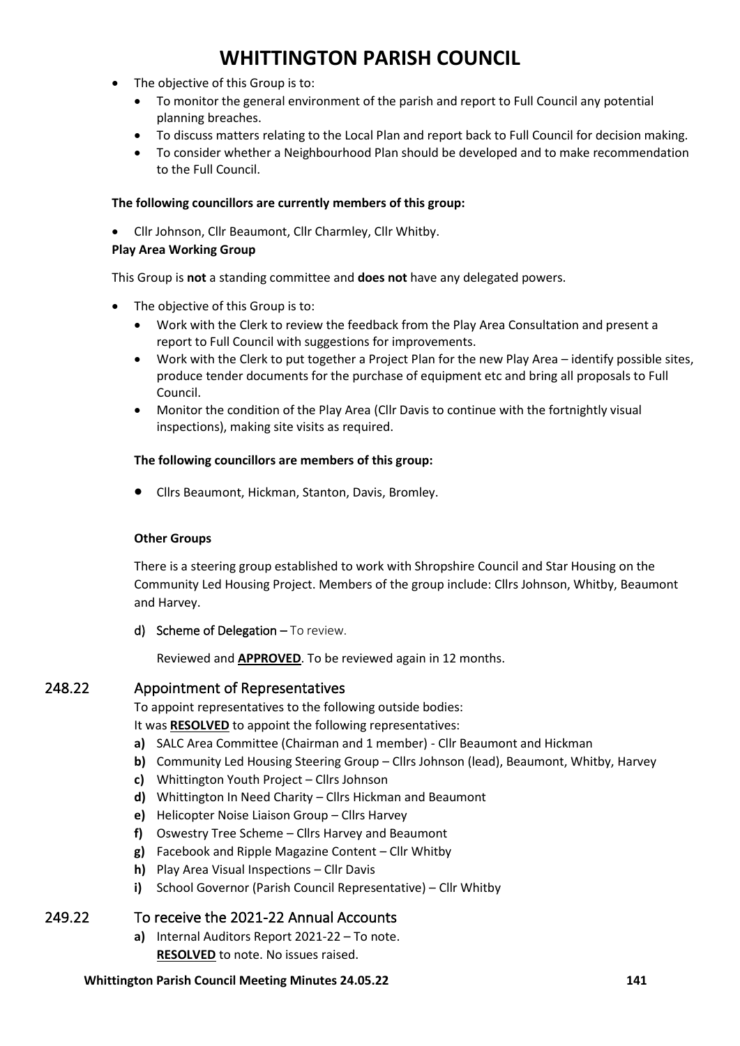- The objective of this Group is to:
  - To monitor the general environment of the parish and report to Full Council any potential planning breaches.
  - To discuss matters relating to the Local Plan and report back to Full Council for decision making.
  - To consider whether a Neighbourhood Plan should be developed and to make recommendation to the Full Council.

**The following councillors are currently members of this group:**

- Cllr Johnson, Cllr Beaumont, Cllr Charmley, Cllr Whitby.

**Play Area Working Group**

This Group is **not** a standing committee and **does not** have any delegated powers.

- The objective of this Group is to:
  - Work with the Clerk to review the feedback from the Play Area Consultation and present a report to Full Council with suggestions for improvements.
  - Work with the Clerk to put together a Project Plan for the new Play Area – identify possible sites, produce tender documents for the purchase of equipment etc and bring all proposals to Full Council.
  - Monitor the condition of the Play Area (Cllr Davis to continue with the fortnightly visual inspections), making site visits as required.

**The following councillors are members of this group:**

- Cllrs Beaumont, Hickman, Stanton, Davis, Bromley.

**Other Groups**

There is a steering group established to work with Shropshire Council and Star Housing on the Community Led Housing Project. Members of the group include: Cllrs Johnson, Whitby, Beaumont and Harvey.

d) Scheme of Delegation – To review.

Reviewed and **APPROVED**. To be reviewed again in 12 months.

## 248.22 Appointment of Representatives

To appoint representatives to the following outside bodies:

It was **RESOLVED** to appoint the following representatives:

**a)** SALC Area Committee (Chairman and 1 member) - Cllr Beaumont and Hickman
**b)** Community Led Housing Steering Group – Cllrs Johnson (lead), Beaumont, Whitby, Harvey
**c)** Whittington Youth Project – Cllrs Johnson
**d)** Whittington In Need Charity – Cllrs Hickman and Beaumont
**e)** Helicopter Noise Liaison Group – Cllrs Harvey
**f)** Oswestry Tree Scheme – Cllrs Harvey and Beaumont
**g)** Facebook and Ripple Magazine Content – Cllr Whitby
**h)** Play Area Visual Inspections – Cllr Davis
**i)** School Governor (Parish Council Representative) – Cllr Whitby

## 249.22 To receive the 2021-22 Annual Accounts

**a)** Internal Auditors Report 2021-22 – To note.
**RESOLVED** to note. No issues raised.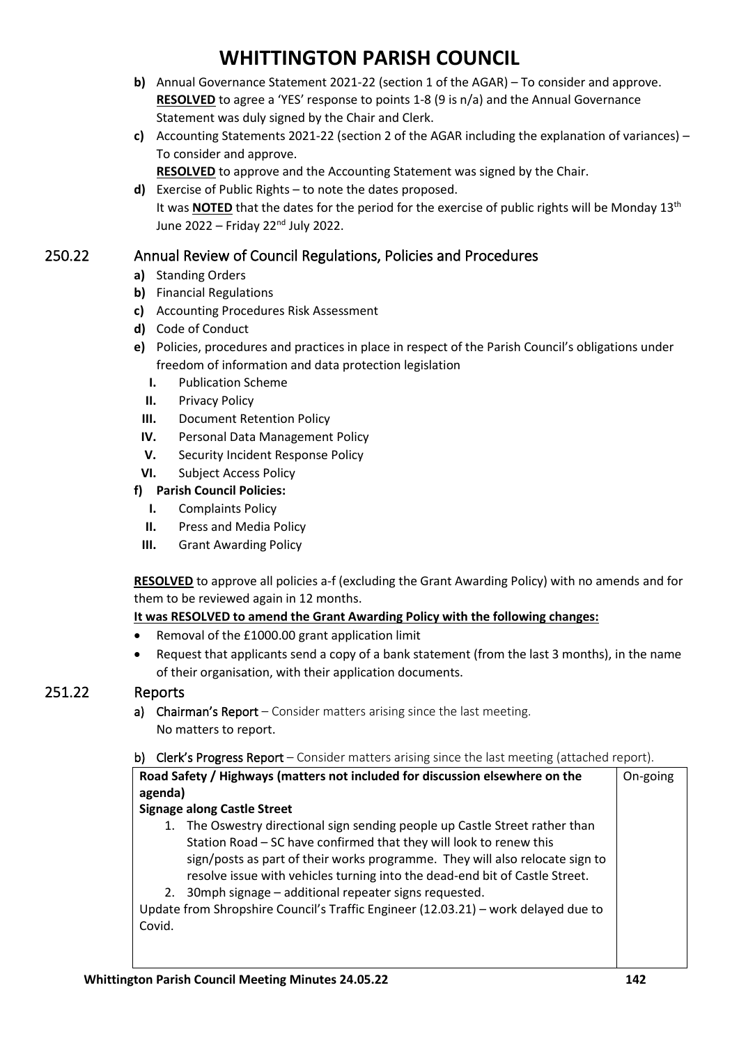- **b)** Annual Governance Statement 2021-22 (section 1 of the AGAR) – To consider and approve. **RESOLVED** to agree a 'YES' response to points 1-8 (9 is n/a) and the Annual Governance Statement was duly signed by the Chair and Clerk.
- **c)** Accounting Statements 2021-22 (section 2 of the AGAR including the explanation of variances) – To consider and approve.
  **RESOLVED** to approve and the Accounting Statement was signed by the Chair.
- **d)** Exercise of Public Rights – to note the dates proposed.
  It was **NOTED** that the dates for the period for the exercise of public rights will be Monday 13th June 2022 – Friday 22nd July 2022.

## 250.22 Annual Review of Council Regulations, Policies and Procedures

- **a)** Standing Orders
- **b)** Financial Regulations
- **c)** Accounting Procedures Risk Assessment
- **d)** Code of Conduct
- **e)** Policies, procedures and practices in place in respect of the Parish Council's obligations under freedom of information and data protection legislation
  - **I.** Publication Scheme
  - **II.** Privacy Policy
  - **III.** Document Retention Policy
  - **IV.** Personal Data Management Policy
  - **V.** Security Incident Response Policy
  - **VI.** Subject Access Policy
- **f) Parish Council Policies:**
  - **I.** Complaints Policy
  - **II.** Press and Media Policy
  - **III.** Grant Awarding Policy

**RESOLVED** to approve all policies a-f (excluding the Grant Awarding Policy) with no amends and for them to be reviewed again in 12 months.

**It was RESOLVED to amend the Grant Awarding Policy with the following changes:**

- Removal of the £1000.00 grant application limit
- Request that applicants send a copy of a bank statement (from the last 3 months), in the name of their organisation, with their application documents.

## 251.22 Reports

- **a) Chairman's Report** – Consider matters arising since the last meeting.
  No matters to report.
- **b) Clerk's Progress Report** – Consider matters arising since the last meeting (attached report).

| **Road Safety / Highways (matters not included for discussion elsewhere on the agenda)**<br>**Signage along Castle Street**<br>1. The Oswestry directional sign sending people up Castle Street rather than Station Road – SC have confirmed that they will look to renew this sign/posts as part of their works programme. They will also relocate sign to resolve issue with vehicles turning into the dead-end bit of Castle Street.<br>2. 30mph signage – additional repeater signs requested.<br>Update from Shropshire Council's Traffic Engineer (12.03.21) – work delayed due to Covid. | On-going |
|---|---|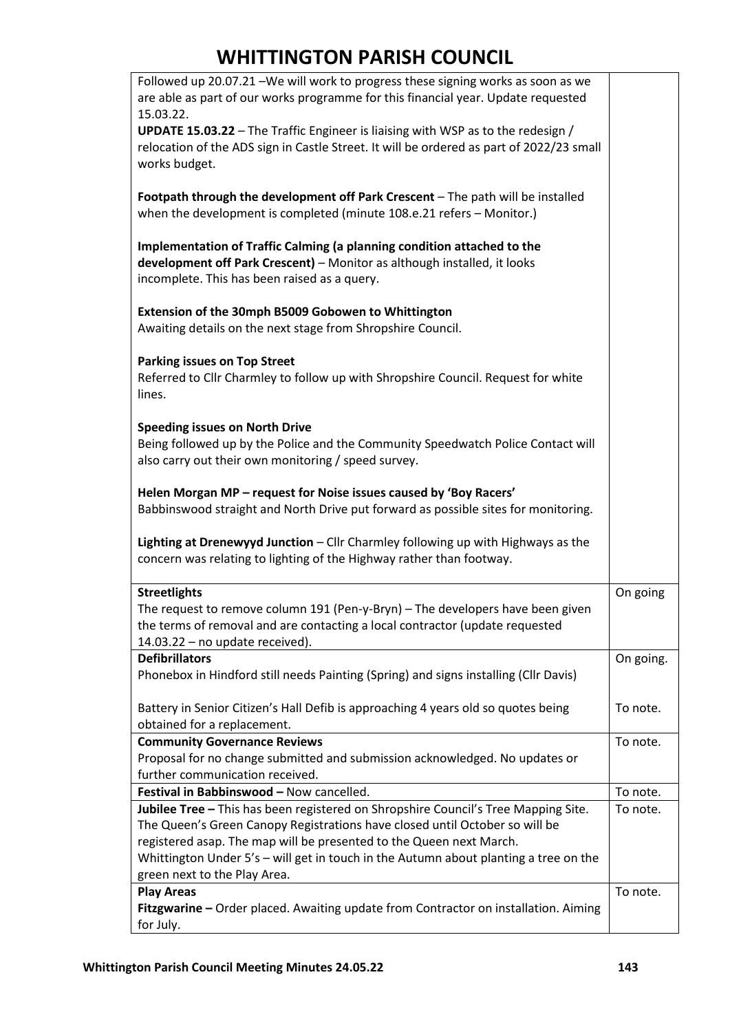| | |
|---|---|
| Followed up 20.07.21 –We will work to progress these signing works as soon as we are able as part of our works programme for this financial year. Update requested 15.03.22.<br>**UPDATE 15.03.22** – The Traffic Engineer is liaising with WSP as to the redesign / relocation of the ADS sign in Castle Street. It will be ordered as part of 2022/23 small works budget.<br><br>**Footpath through the development off Park Crescent** – The path will be installed when the development is completed (minute 108.e.21 refers – Monitor.)<br><br>**Implementation of Traffic Calming (a planning condition attached to the development off Park Crescent)** – Monitor as although installed, it looks incomplete. This has been raised as a query.<br><br>**Extension of the 30mph B5009 Gobowen to Whittington**<br>Awaiting details on the next stage from Shropshire Council.<br><br>**Parking issues on Top Street**<br>Referred to Cllr Charmley to follow up with Shropshire Council. Request for white lines.<br><br>**Speeding issues on North Drive**<br>Being followed up by the Police and the Community Speedwatch Police Contact will also carry out their own monitoring / speed survey.<br><br>**Helen Morgan MP – request for Noise issues caused by 'Boy Racers'**<br>Babbinswood straight and North Drive put forward as possible sites for monitoring.<br><br>**Lighting at Drenewyyd Junction** – Cllr Charmley following up with Highways as the concern was relating to lighting of the Highway rather than footway. | |
| **Streetlights**<br>The request to remove column 191 (Pen-y-Bryn) – The developers have been given the terms of removal and are contacting a local contractor (update requested 14.03.22 – no update received). | On going |
| **Defibrillators**<br>Phonebox in Hindford still needs Painting (Spring) and signs installing (Cllr Davis)<br><br>Battery in Senior Citizen's Hall Defib is approaching 4 years old so quotes being obtained for a replacement. | On going.<br><br><br>To note. |
| **Community Governance Reviews**<br>Proposal for no change submitted and submission acknowledged. No updates or further communication received. | To note. |
| **Festival in Babbinswood –** Now cancelled. | To note. |
| **Jubilee Tree –** This has been registered on Shropshire Council's Tree Mapping Site. The Queen's Green Canopy Registrations have closed until October so will be registered asap. The map will be presented to the Queen next March.<br>Whittington Under 5's – will get in touch in the Autumn about planting a tree on the green next to the Play Area. | To note. |
| **Play Areas**<br>**Fitzgwarine –** Order placed. Awaiting update from Contractor on installation. Aiming for July. | To note. |

**Whittington Parish Council Meeting Minutes 24.05.22**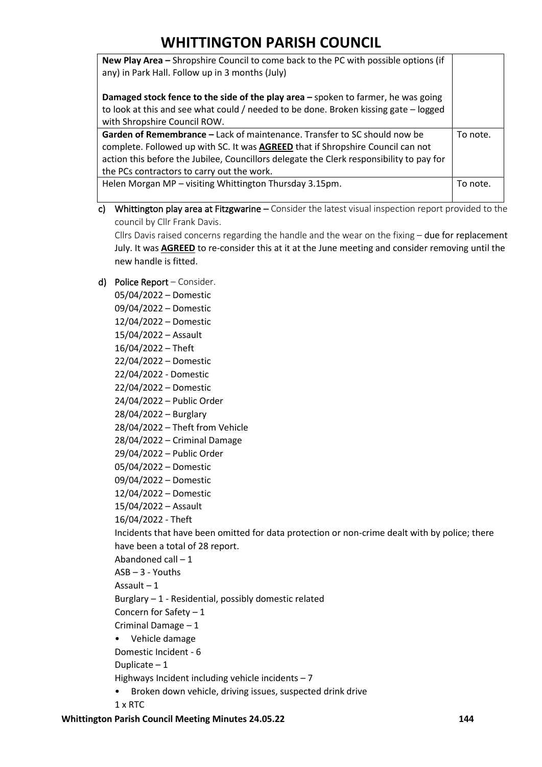| | |
|---|---|
| **New Play Area –** Shropshire Council to come back to the PC with possible options (if any) in Park Hall. Follow up in 3 months (July)<br><br>**Damaged stock fence to the side of the play area –** spoken to farmer, he was going to look at this and see what could / needed to be done. Broken kissing gate – logged with Shropshire Council ROW. | |
| **Garden of Remembrance –** Lack of maintenance. Transfer to SC should now be complete. Followed up with SC. It was **AGREED** that if Shropshire Council can not action this before the Jubilee, Councillors delegate the Clerk responsibility to pay for the PCs contractors to carry out the work. | To note. |
| Helen Morgan MP – visiting Whittington Thursday 3.15pm. | To note. |

c) **Whittington play area at Fitzgwarine** – Consider the latest visual inspection report provided to the council by Cllr Frank Davis.
Cllrs Davis raised concerns regarding the handle and the wear on the fixing – **due for replacement July. It was AGREED to re-consider this at it at the June meeting and consider removing until the new handle is fitted.**

d) **Police Report** – Consider.
05/04/2022 – Domestic
09/04/2022 – Domestic
12/04/2022 – Domestic
15/04/2022 – Assault
16/04/2022 – Theft
22/04/2022 – Domestic
22/04/2022 - Domestic
22/04/2022 – Domestic
24/04/2022 – Public Order
28/04/2022 – Burglary
28/04/2022 – Theft from Vehicle
28/04/2022 – Criminal Damage
29/04/2022 – Public Order
05/04/2022 – Domestic
09/04/2022 – Domestic
12/04/2022 – Domestic
15/04/2022 – Assault
16/04/2022 - Theft
Incidents that have been omitted for data protection or non-crime dealt with by police; there have been a total of 28 report.
Abandoned call – 1
ASB – 3 - Youths
Assault – 1
Burglary – 1 - Residential, possibly domestic related
Concern for Safety – 1
Criminal Damage – 1
- Vehicle damage

Domestic Incident - 6
Duplicate – 1
Highways Incident including vehicle incidents – 7
- Broken down vehicle, driving issues, suspected drink drive

1 x RTC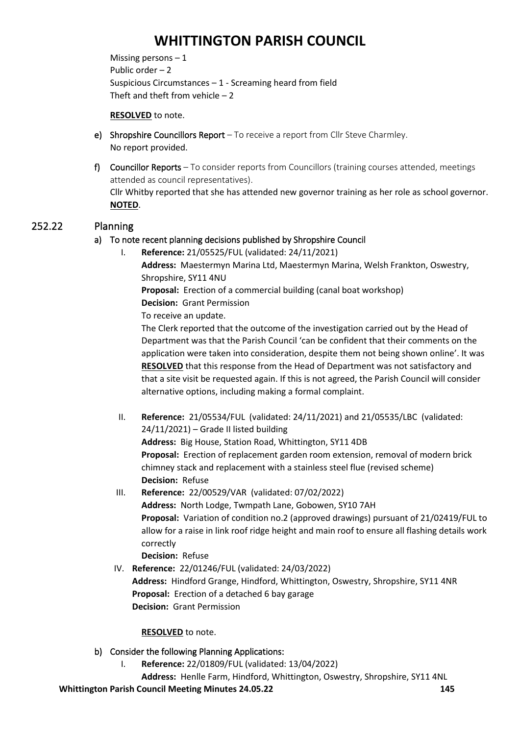Missing persons – 1
Public order – 2
Suspicious Circumstances – 1 - Screaming heard from field
Theft and theft from vehicle – 2

**RESOLVED** to note.

e) **Shropshire Councillors Report** – To receive a report from Cllr Steve Charmley.
No report provided.

f) **Councillor Reports** – To consider reports from Councillors (training courses attended, meetings attended as council representatives).
Cllr Whitby reported that she has attended new governor training as her role as school governor. **NOTED**.

## 252.22 Planning

### a) To note recent planning decisions published by Shropshire Council

I. **Reference:** 21/05525/FUL (validated: 24/11/2021)
**Address:** Maestermyn Marina Ltd, Maestermyn Marina, Welsh Frankton, Oswestry, Shropshire, SY11 4NU
**Proposal:** Erection of a commercial building (canal boat workshop)
**Decision:** Grant Permission
To receive an update.
The Clerk reported that the outcome of the investigation carried out by the Head of Department was that the Parish Council 'can be confident that their comments on the application were taken into consideration, despite them not being shown online'. It was **RESOLVED** that this response from the Head of Department was not satisfactory and that a site visit be requested again. If this is not agreed, the Parish Council will consider alternative options, including making a formal complaint.

II. **Reference:** 21/05534/FUL (validated: 24/11/2021) and 21/05535/LBC (validated: 24/11/2021) – Grade II listed building
**Address:** Big House, Station Road, Whittington, SY11 4DB
**Proposal:** Erection of replacement garden room extension, removal of modern brick chimney stack and replacement with a stainless steel flue (revised scheme)
**Decision:** Refuse

III. **Reference:** 22/00529/VAR (validated: 07/02/2022)
**Address:** North Lodge, Twmpath Lane, Gobowen, SY10 7AH
**Proposal:** Variation of condition no.2 (approved drawings) pursuant of 21/02419/FUL to allow for a raise in link roof ridge height and main roof to ensure all flashing details work correctly
**Decision:** Refuse

IV. **Reference:** 22/01246/FUL (validated: 24/03/2022)
**Address:** Hindford Grange, Hindford, Whittington, Oswestry, Shropshire, SY11 4NR
**Proposal:** Erection of a detached 6 bay garage
**Decision:** Grant Permission

**RESOLVED** to note.

### b) Consider the following Planning Applications:

I. **Reference:** 22/01809/FUL (validated: 13/04/2022)
**Address:** Henlle Farm, Hindford, Whittington, Oswestry, Shropshire, SY11 4NL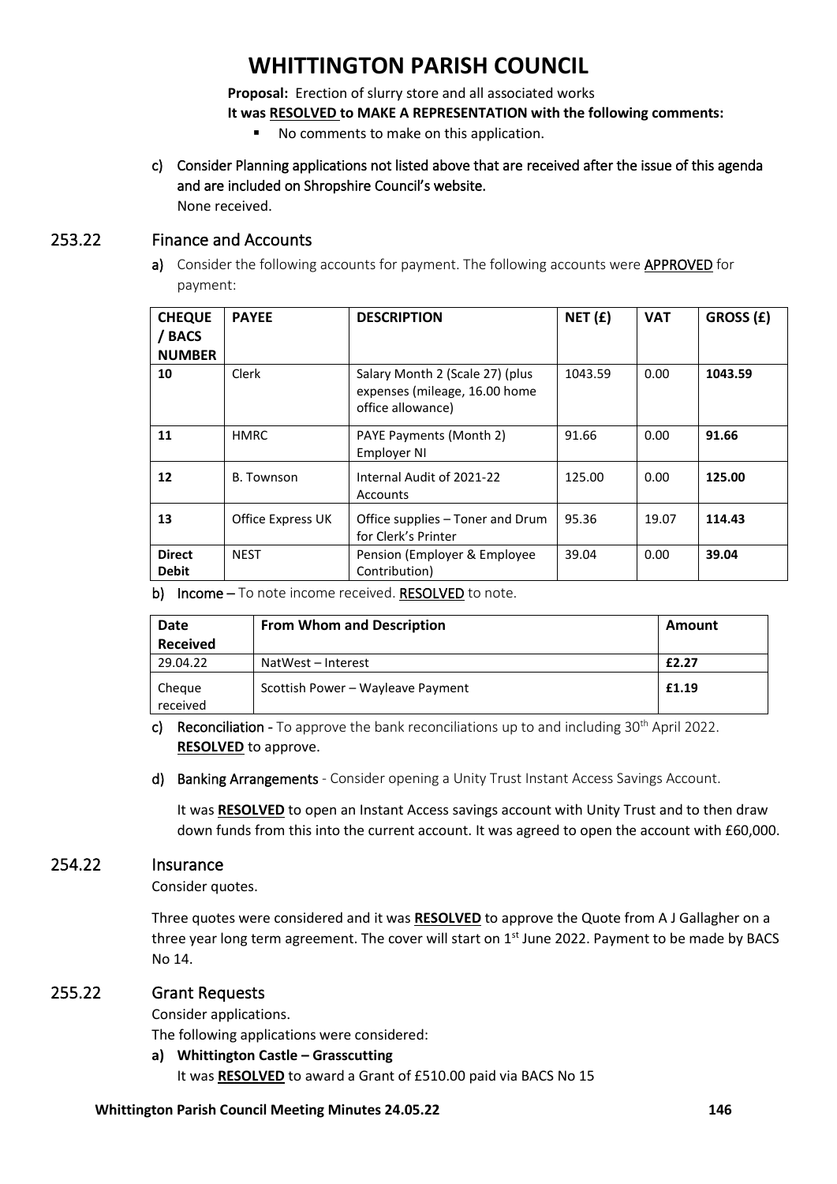**Proposal:** Erection of slurry store and all associated works

**It was RESOLVED to MAKE A REPRESENTATION with the following comments:**

- No comments to make on this application.

c) Consider Planning applications not listed above that are received after the issue of this agenda and are included on Shropshire Council's website.
None received.

## 253.22 Finance and Accounts

a) Consider the following accounts for payment. The following accounts were **APPROVED** for payment:

| CHEQUE / BACS NUMBER | PAYEE | DESCRIPTION | NET (£) | VAT | GROSS (£) |
|---|---|---|---|---|---|
| **10** | Clerk | Salary Month 2 (Scale 27) (plus expenses (mileage, 16.00 home office allowance) | 1043.59 | 0.00 | **1043.59** |
| **11** | HMRC | PAYE Payments (Month 2) Employer NI | 91.66 | 0.00 | **91.66** |
| **12** | B. Townson | Internal Audit of 2021-22 Accounts | 125.00 | 0.00 | **125.00** |
| **13** | Office Express UK | Office supplies – Toner and Drum for Clerk's Printer | 95.36 | 19.07 | **114.43** |
| **Direct Debit** | NEST | Pension (Employer & Employee Contribution) | 39.04 | 0.00 | **39.04** |

b) **Income** – To note income received. **RESOLVED** to note.

| Date Received | From Whom and Description | Amount |
|---|---|---|
| 29.04.22 | NatWest – Interest | **£2.27** |
| Cheque received | Scottish Power – Wayleave Payment | **£1.19** |

c) **Reconciliation** - To approve the bank reconciliations up to and including 30th April 2022. **RESOLVED** to approve.

d) **Banking Arrangements** - Consider opening a Unity Trust Instant Access Savings Account.

It was **RESOLVED** to open an Instant Access savings account with Unity Trust and to then draw down funds from this into the current account. It was agreed to open the account with £60,000.

## 254.22 Insurance

Consider quotes.

Three quotes were considered and it was **RESOLVED** to approve the Quote from A J Gallagher on a three year long term agreement. The cover will start on 1st June 2022. Payment to be made by BACS No 14.

## 255.22 Grant Requests

Consider applications.

The following applications were considered:

a) **Whittington Castle – Grasscutting**
It was **RESOLVED** to award a Grant of £510.00 paid via BACS No 15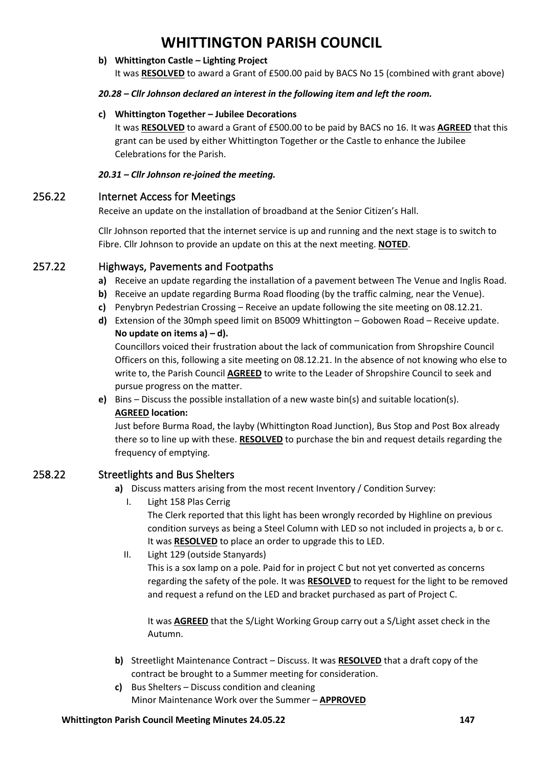**b) Whittington Castle – Lighting Project**
It was **RESOLVED** to award a Grant of £500.00 paid by BACS No 15 (combined with grant above)

***20.28 – Cllr Johnson declared an interest in the following item and left the room.***

**c) Whittington Together – Jubilee Decorations**
It was **RESOLVED** to award a Grant of £500.00 to be paid by BACS no 16. It was **AGREED** that this grant can be used by either Whittington Together or the Castle to enhance the Jubilee Celebrations for the Parish.

***20.31 – Cllr Johnson re-joined the meeting.***

## 256.22 Internet Access for Meetings

Receive an update on the installation of broadband at the Senior Citizen's Hall.

Cllr Johnson reported that the internet service is up and running and the next stage is to switch to Fibre. Cllr Johnson to provide an update on this at the next meeting. **NOTED**.

## 257.22 Highways, Pavements and Footpaths

**a)** Receive an update regarding the installation of a pavement between The Venue and Inglis Road.
**b)** Receive an update regarding Burma Road flooding (by the traffic calming, near the Venue).
**c)** Penybryn Pedestrian Crossing – Receive an update following the site meeting on 08.12.21.
**d)** Extension of the 30mph speed limit on B5009 Whittington – Gobowen Road – Receive update.
**No update on items a) – d).**
Councillors voiced their frustration about the lack of communication from Shropshire Council Officers on this, following a site meeting on 08.12.21. In the absence of not knowing who else to write to, the Parish Council **AGREED** to write to the Leader of Shropshire Council to seek and pursue progress on the matter.
**e)** Bins – Discuss the possible installation of a new waste bin(s) and suitable location(s).
**AGREED location:**
Just before Burma Road, the layby (Whittington Road Junction), Bus Stop and Post Box already there so to line up with these. **RESOLVED** to purchase the bin and request details regarding the frequency of emptying.

## 258.22 Streetlights and Bus Shelters

**a)** Discuss matters arising from the most recent Inventory / Condition Survey:

I. Light 158 Plas Cerrig
The Clerk reported that this light has been wrongly recorded by Highline on previous condition surveys as being a Steel Column with LED so not included in projects a, b or c. It was **RESOLVED** to place an order to upgrade this to LED.

II. Light 129 (outside Stanyards)
This is a sox lamp on a pole. Paid for in project C but not yet converted as concerns regarding the safety of the pole. It was **RESOLVED** to request for the light to be removed and request a refund on the LED and bracket purchased as part of Project C.

It was **AGREED** that the S/Light Working Group carry out a S/Light asset check in the Autumn.

**b)** Streetlight Maintenance Contract – Discuss. It was **RESOLVED** that a draft copy of the contract be brought to a Summer meeting for consideration.
**c)** Bus Shelters – Discuss condition and cleaning
Minor Maintenance Work over the Summer – **APPROVED**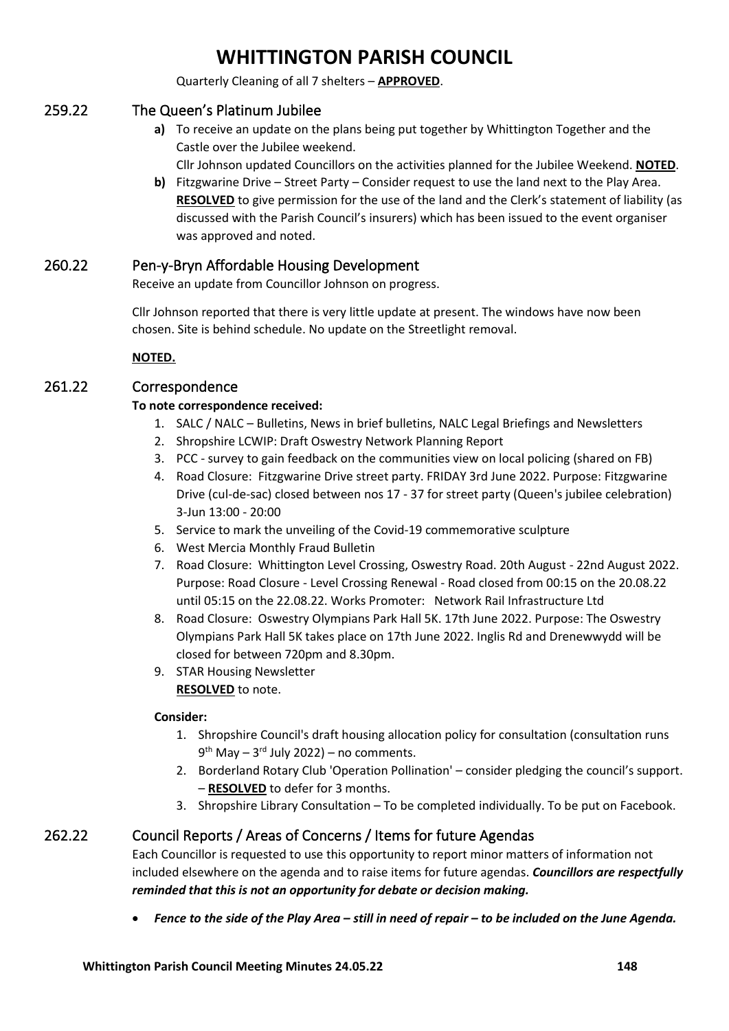Quarterly Cleaning of all 7 shelters – **APPROVED**.

## 259.22 The Queen's Platinum Jubilee

**a)** To receive an update on the plans being put together by Whittington Together and the Castle over the Jubilee weekend.
Cllr Johnson updated Councillors on the activities planned for the Jubilee Weekend. **NOTED**.

**b)** Fitzgwarine Drive – Street Party – Consider request to use the land next to the Play Area. **RESOLVED** to give permission for the use of the land and the Clerk's statement of liability (as discussed with the Parish Council's insurers) which has been issued to the event organiser was approved and noted.

## 260.22 Pen-y-Bryn Affordable Housing Development

Receive an update from Councillor Johnson on progress.

Cllr Johnson reported that there is very little update at present. The windows have now been chosen. Site is behind schedule. No update on the Streetlight removal.

**NOTED.**

## 261.22 Correspondence

**To note correspondence received:**

1. SALC / NALC – Bulletins, News in brief bulletins, NALC Legal Briefings and Newsletters
2. Shropshire LCWIP: Draft Oswestry Network Planning Report
3. PCC - survey to gain feedback on the communities view on local policing (shared on FB)
4. Road Closure: Fitzgwarine Drive street party. FRIDAY 3rd June 2022. Purpose: Fitzgwarine Drive (cul-de-sac) closed between nos 17 - 37 for street party (Queen's jubilee celebration) 3-Jun 13:00 - 20:00
5. Service to mark the unveiling of the Covid-19 commemorative sculpture
6. West Mercia Monthly Fraud Bulletin
7. Road Closure: Whittington Level Crossing, Oswestry Road. 20th August - 22nd August 2022. Purpose: Road Closure - Level Crossing Renewal - Road closed from 00:15 on the 20.08.22 until 05:15 on the 22.08.22. Works Promoter: Network Rail Infrastructure Ltd
8. Road Closure: Oswestry Olympians Park Hall 5K. 17th June 2022. Purpose: The Oswestry Olympians Park Hall 5K takes place on 17th June 2022. Inglis Rd and Drenewwydd will be closed for between 720pm and 8.30pm.
9. STAR Housing Newsletter
**RESOLVED** to note.

**Consider:**

1. Shropshire Council's draft housing allocation policy for consultation (consultation runs 9th May – 3rd July 2022) – no comments.
2. Borderland Rotary Club 'Operation Pollination' – consider pledging the council's support. – **RESOLVED** to defer for 3 months.
3. Shropshire Library Consultation – To be completed individually. To be put on Facebook.

## 262.22 Council Reports / Areas of Concerns / Items for future Agendas

Each Councillor is requested to use this opportunity to report minor matters of information not included elsewhere on the agenda and to raise items for future agendas. ***Councillors are respectfully reminded that this is not an opportunity for debate or decision making.***

- ***Fence to the side of the Play Area – still in need of repair – to be included on the June Agenda.***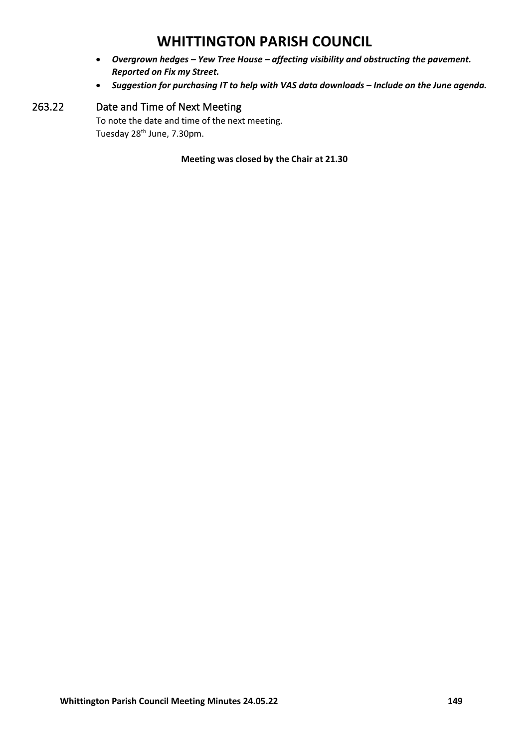- ***Overgrown hedges – Yew Tree House – affecting visibility and obstructing the pavement. Reported on Fix my Street.***
- ***Suggestion for purchasing IT to help with VAS data downloads – Include on the June agenda.***

## 263.22 Date and Time of Next Meeting

To note the date and time of the next meeting.
Tuesday 28th June, 7.30pm.

**Meeting was closed by the Chair at 21.30**